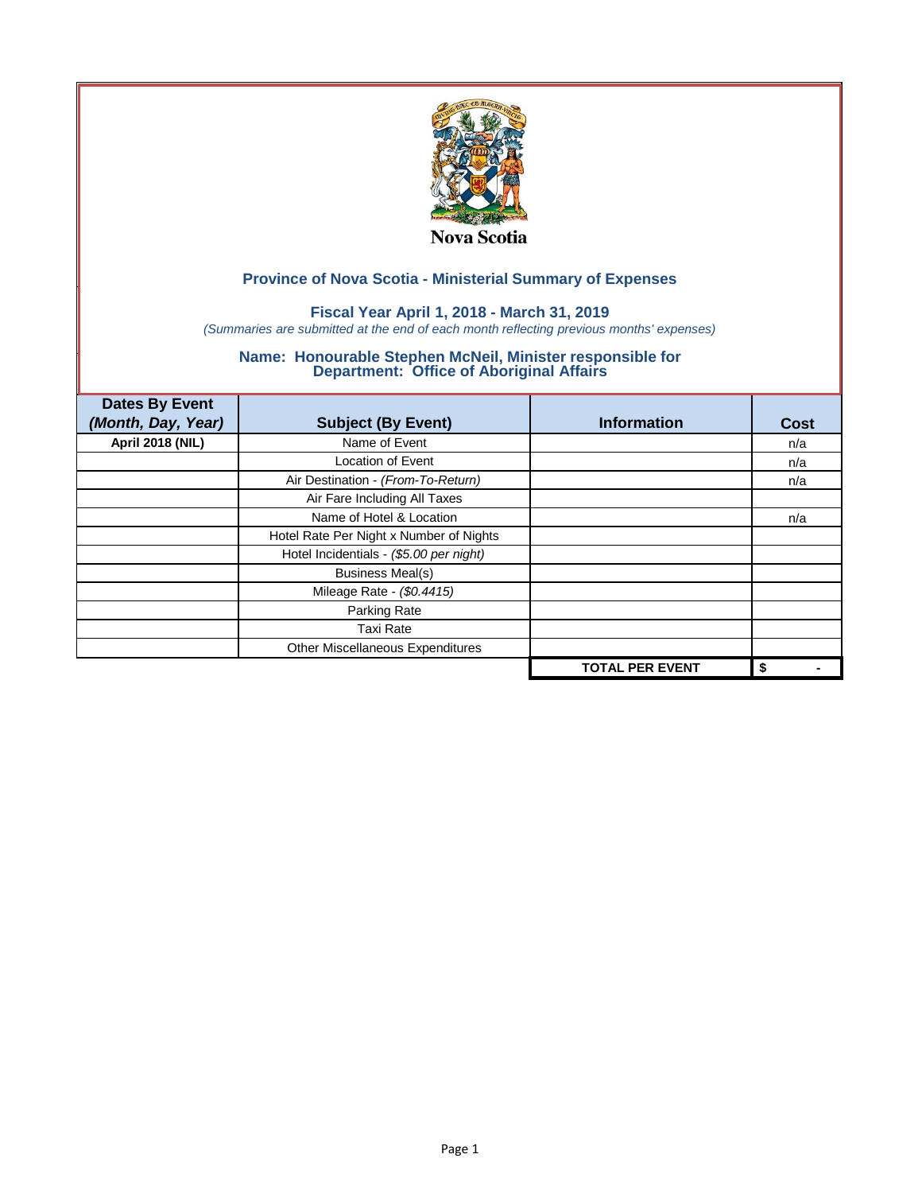Nova Scotia

## Province of Nova Scotia - Ministerial Summary of Expenses

### Fiscal Year April 1, 2018 - March 31, 2019

*(Summaries are submitted at the end of each month reflecting previous months' expenses)*

### Name: Honourable Stephen McNeil, Minister responsible for Department: Office of Aboriginal Affairs

| Dates By Event *(Month, Day, Year)* | Subject (By Event) | Information | Cost |
|---|---|---|---|
| **April 2018 (NIL)** | Name of Event | | n/a |
| | Location of Event | | n/a |
| | Air Destination - *(From-To-Return)* | | n/a |
| | Air Fare Including All Taxes | | |
| | Name of Hotel & Location | | n/a |
| | Hotel Rate Per Night x Number of Nights | | |
| | Hotel Incidentials - *($5.00 per night)* | | |
| | Business Meal(s) | | |
| | Mileage Rate - *($0.4415)* | | |
| | Parking Rate | | |
| | Taxi Rate | | |
| | Other Miscellaneous Expenditures | | |
| | | **TOTAL PER EVENT** | **$ -** |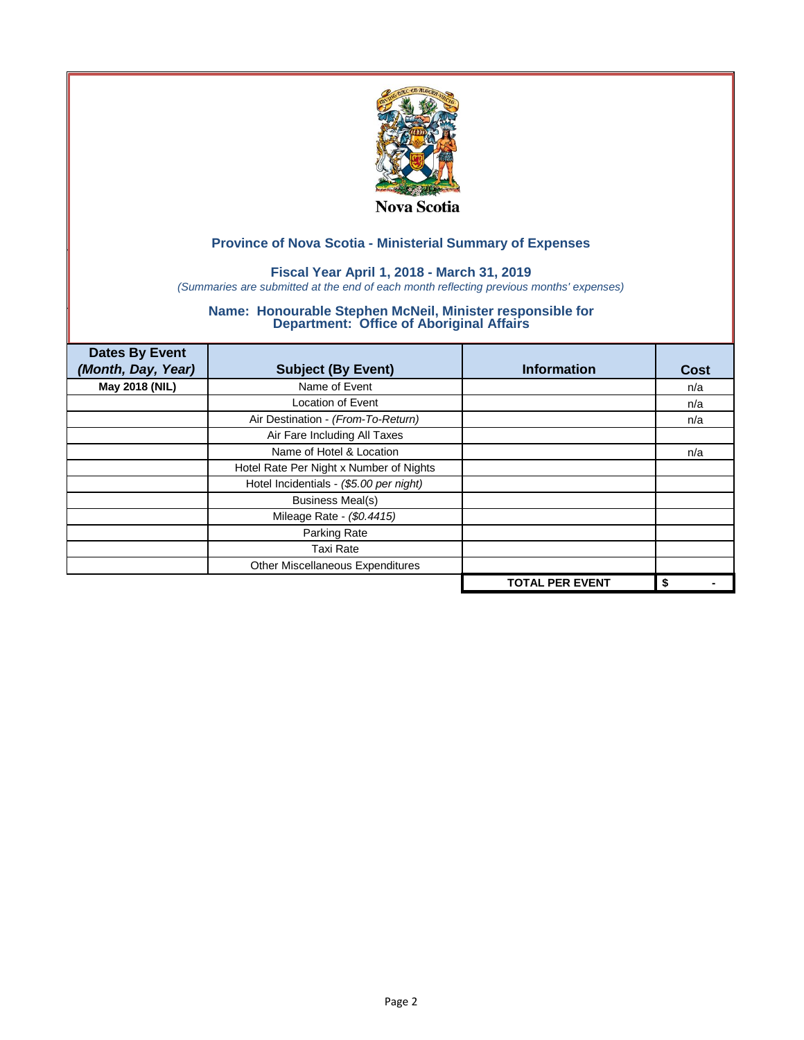Nova Scotia

## Province of Nova Scotia - Ministerial Summary of Expenses

### Fiscal Year April 1, 2018 - March 31, 2019

*(Summaries are submitted at the end of each month reflecting previous months' expenses)*

### Name: Honourable Stephen McNeil, Minister responsible for Department: Office of Aboriginal Affairs

| Dates By Event *(Month, Day, Year)* | Subject (By Event) | Information | Cost |
|---|---|---|---|
| **May 2018 (NIL)** | Name of Event | | n/a |
| | Location of Event | | n/a |
| | Air Destination - *(From-To-Return)* | | n/a |
| | Air Fare Including All Taxes | | |
| | Name of Hotel & Location | | n/a |
| | Hotel Rate Per Night x Number of Nights | | |
| | Hotel Incidentials - *($5.00 per night)* | | |
| | Business Meal(s) | | |
| | Mileage Rate - *($0.4415)* | | |
| | Parking Rate | | |
| | Taxi Rate | | |
| | Other Miscellaneous Expenditures | | |
| | | **TOTAL PER EVENT** | **$ -** |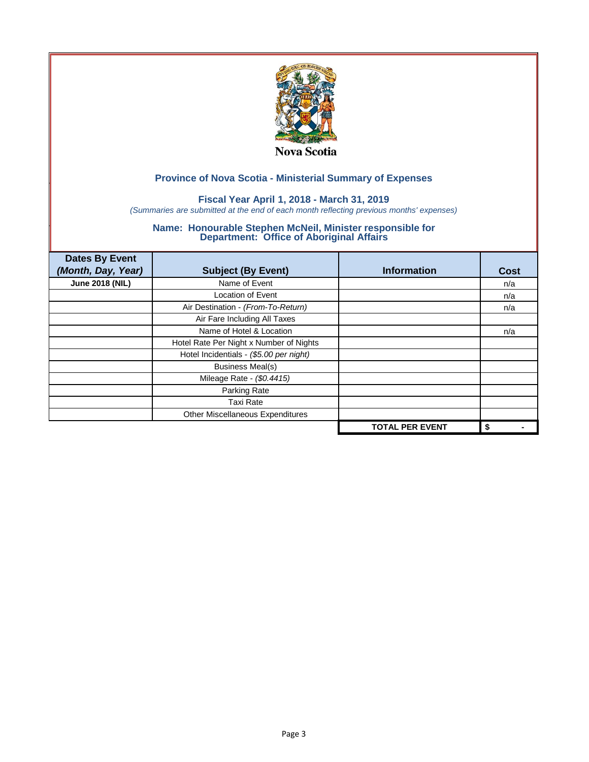Nova Scotia

## Province of Nova Scotia - Ministerial Summary of Expenses

### Fiscal Year April 1, 2018 - March 31, 2019

*(Summaries are submitted at the end of each month reflecting previous months' expenses)*

### Name: Honourable Stephen McNeil, Minister responsible for Department: Office of Aboriginal Affairs

| Dates By Event *(Month, Day, Year)* | Subject (By Event) | Information | Cost |
|---|---|---|---|
| **June 2018 (NIL)** | Name of Event | | n/a |
| | Location of Event | | n/a |
| | Air Destination - *(From-To-Return)* | | n/a |
| | Air Fare Including All Taxes | | |
| | Name of Hotel & Location | | n/a |
| | Hotel Rate Per Night x Number of Nights | | |
| | Hotel Incidentials - *($5.00 per night)* | | |
| | Business Meal(s) | | |
| | Mileage Rate - *($0.4415)* | | |
| | Parking Rate | | |
| | Taxi Rate | | |
| | Other Miscellaneous Expenditures | | |
| | | **TOTAL PER EVENT** | **$ -** |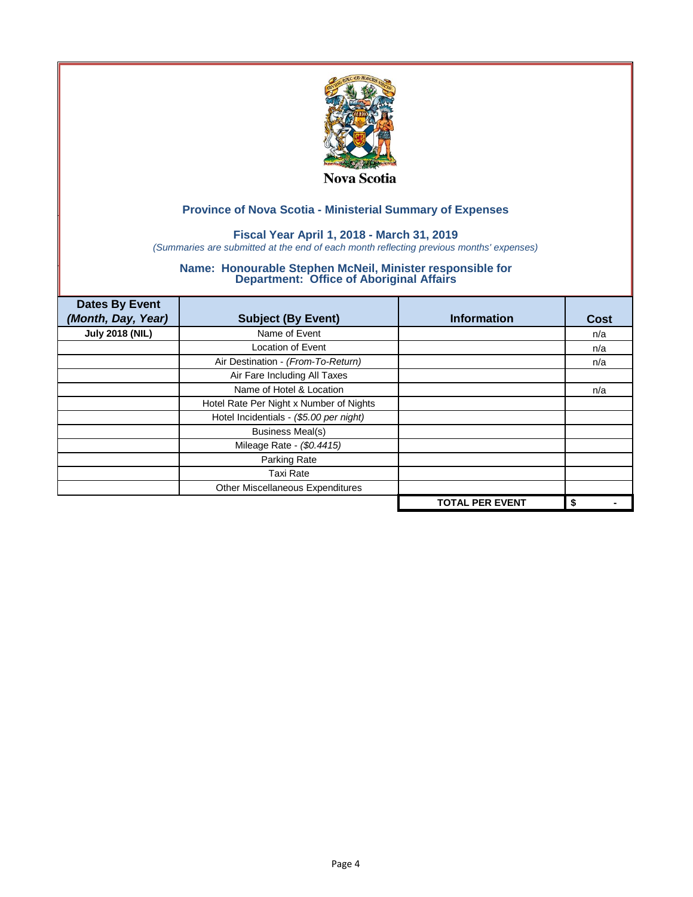Nova Scotia

## Province of Nova Scotia - Ministerial Summary of Expenses

### Fiscal Year April 1, 2018 - March 31, 2019

*(Summaries are submitted at the end of each month reflecting previous months' expenses)*

### Name: Honourable Stephen McNeil, Minister responsible for Department: Office of Aboriginal Affairs

| Dates By Event *(Month, Day, Year)* | Subject (By Event) | Information | Cost |
|---|---|---|---|
| **July 2018 (NIL)** | Name of Event | | n/a |
| | Location of Event | | n/a |
| | Air Destination - *(From-To-Return)* | | n/a |
| | Air Fare Including All Taxes | | |
| | Name of Hotel & Location | | n/a |
| | Hotel Rate Per Night x Number of Nights | | |
| | Hotel Incidentials - *($5.00 per night)* | | |
| | Business Meal(s) | | |
| | Mileage Rate - *($0.4415)* | | |
| | Parking Rate | | |
| | Taxi Rate | | |
| | Other Miscellaneous Expenditures | | |
| | | **TOTAL PER EVENT** | **$ -** |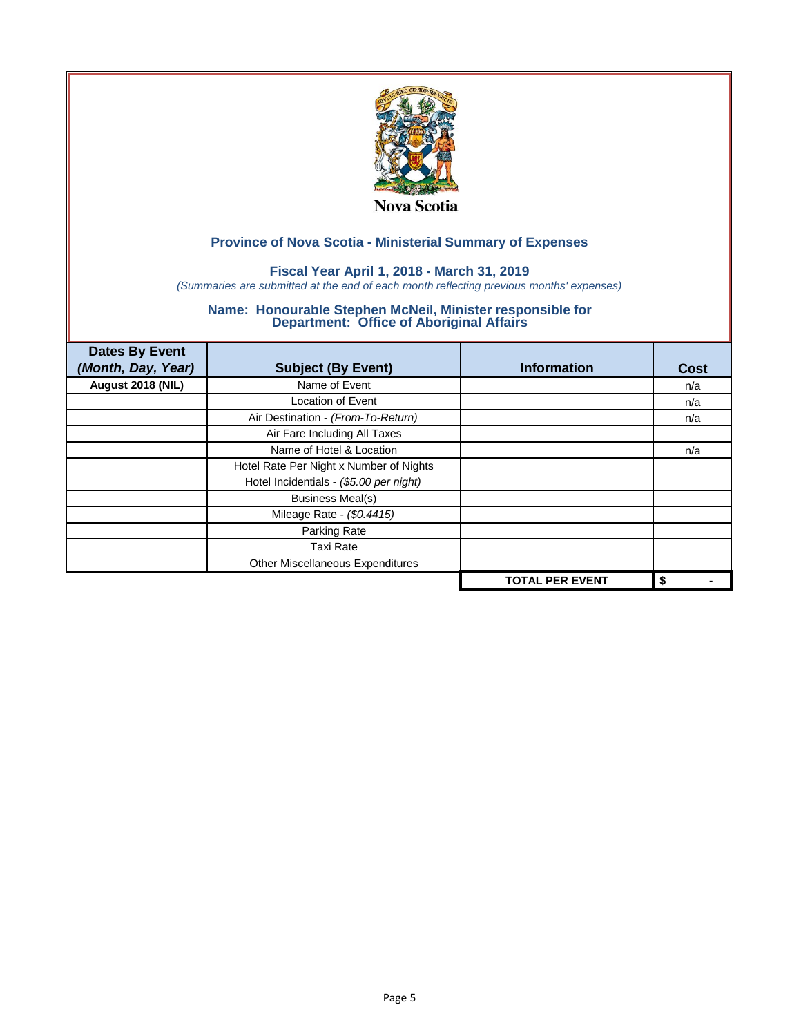Nova Scotia

## Province of Nova Scotia - Ministerial Summary of Expenses

### Fiscal Year April 1, 2018 - March 31, 2019

*(Summaries are submitted at the end of each month reflecting previous months' expenses)*

### Name: Honourable Stephen McNeil, Minister responsible for Department: Office of Aboriginal Affairs

| Dates By Event *(Month, Day, Year)* | Subject (By Event) | Information | Cost |
|---|---|---|---|
| **August 2018 (NIL)** | Name of Event | | n/a |
| | Location of Event | | n/a |
| | Air Destination - *(From-To-Return)* | | n/a |
| | Air Fare Including All Taxes | | |
| | Name of Hotel & Location | | n/a |
| | Hotel Rate Per Night x Number of Nights | | |
| | Hotel Incidentials - *($5.00 per night)* | | |
| | Business Meal(s) | | |
| | Mileage Rate - *($0.4415)* | | |
| | Parking Rate | | |
| | Taxi Rate | | |
| | Other Miscellaneous Expenditures | | |
| | | **TOTAL PER EVENT** | **$ -** |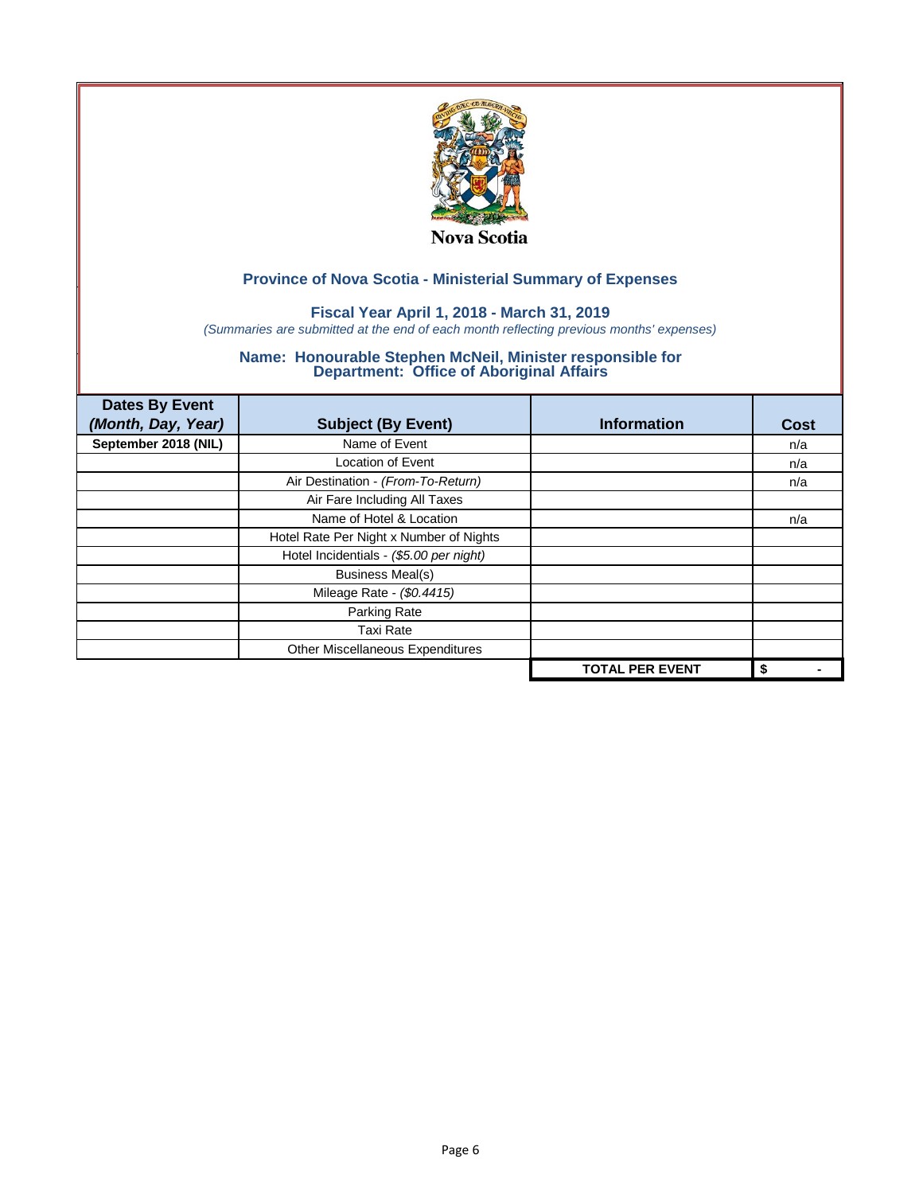Nova Scotia

## Province of Nova Scotia - Ministerial Summary of Expenses

### Fiscal Year April 1, 2018 - March 31, 2019

*(Summaries are submitted at the end of each month reflecting previous months' expenses)*

### Name: Honourable Stephen McNeil, Minister responsible for Department: Office of Aboriginal Affairs

| Dates By Event *(Month, Day, Year)* | Subject (By Event) | Information | Cost |
|---|---|---|---|
| **September 2018 (NIL)** | Name of Event | | n/a |
| | Location of Event | | n/a |
| | Air Destination - *(From-To-Return)* | | n/a |
| | Air Fare Including All Taxes | | |
| | Name of Hotel & Location | | n/a |
| | Hotel Rate Per Night x Number of Nights | | |
| | Hotel Incidentials - *($5.00 per night)* | | |
| | Business Meal(s) | | |
| | Mileage Rate - *($0.4415)* | | |
| | Parking Rate | | |
| | Taxi Rate | | |
| | Other Miscellaneous Expenditures | | |
| | | **TOTAL PER EVENT** | **$ -** |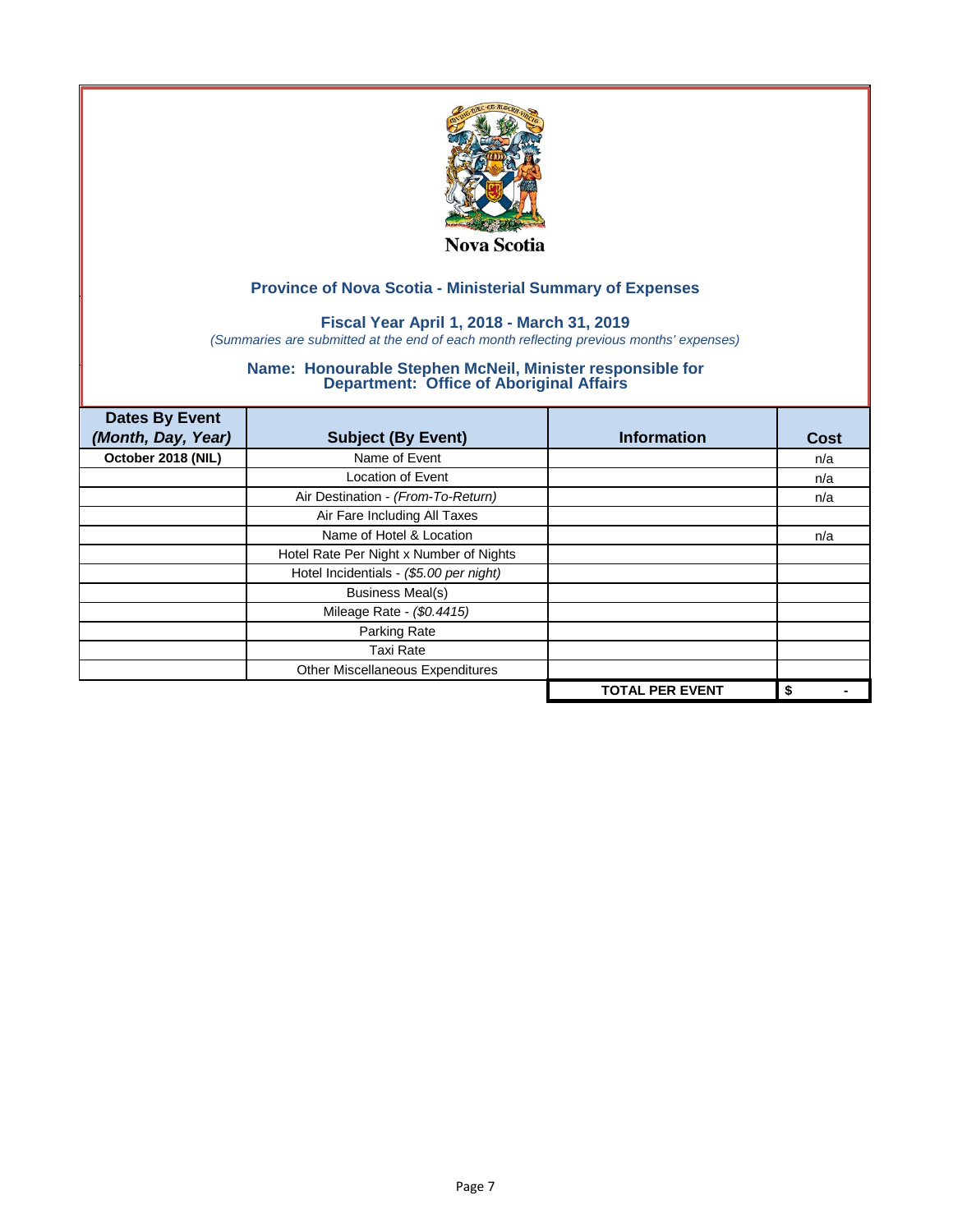Nova Scotia

## Province of Nova Scotia - Ministerial Summary of Expenses

### Fiscal Year April 1, 2018 - March 31, 2019

*(Summaries are submitted at the end of each month reflecting previous months' expenses)*

### Name: Honourable Stephen McNeil, Minister responsible for Department: Office of Aboriginal Affairs

| Dates By Event *(Month, Day, Year)* | Subject (By Event) | Information | Cost |
|---|---|---|---|
| **October 2018 (NIL)** | Name of Event | | n/a |
| | Location of Event | | n/a |
| | Air Destination - *(From-To-Return)* | | n/a |
| | Air Fare Including All Taxes | | |
| | Name of Hotel & Location | | n/a |
| | Hotel Rate Per Night x Number of Nights | | |
| | Hotel Incidentials - *($5.00 per night)* | | |
| | Business Meal(s) | | |
| | Mileage Rate - *($0.4415)* | | |
| | Parking Rate | | |
| | Taxi Rate | | |
| | Other Miscellaneous Expenditures | | |
| | | **TOTAL PER EVENT** | **$ -** |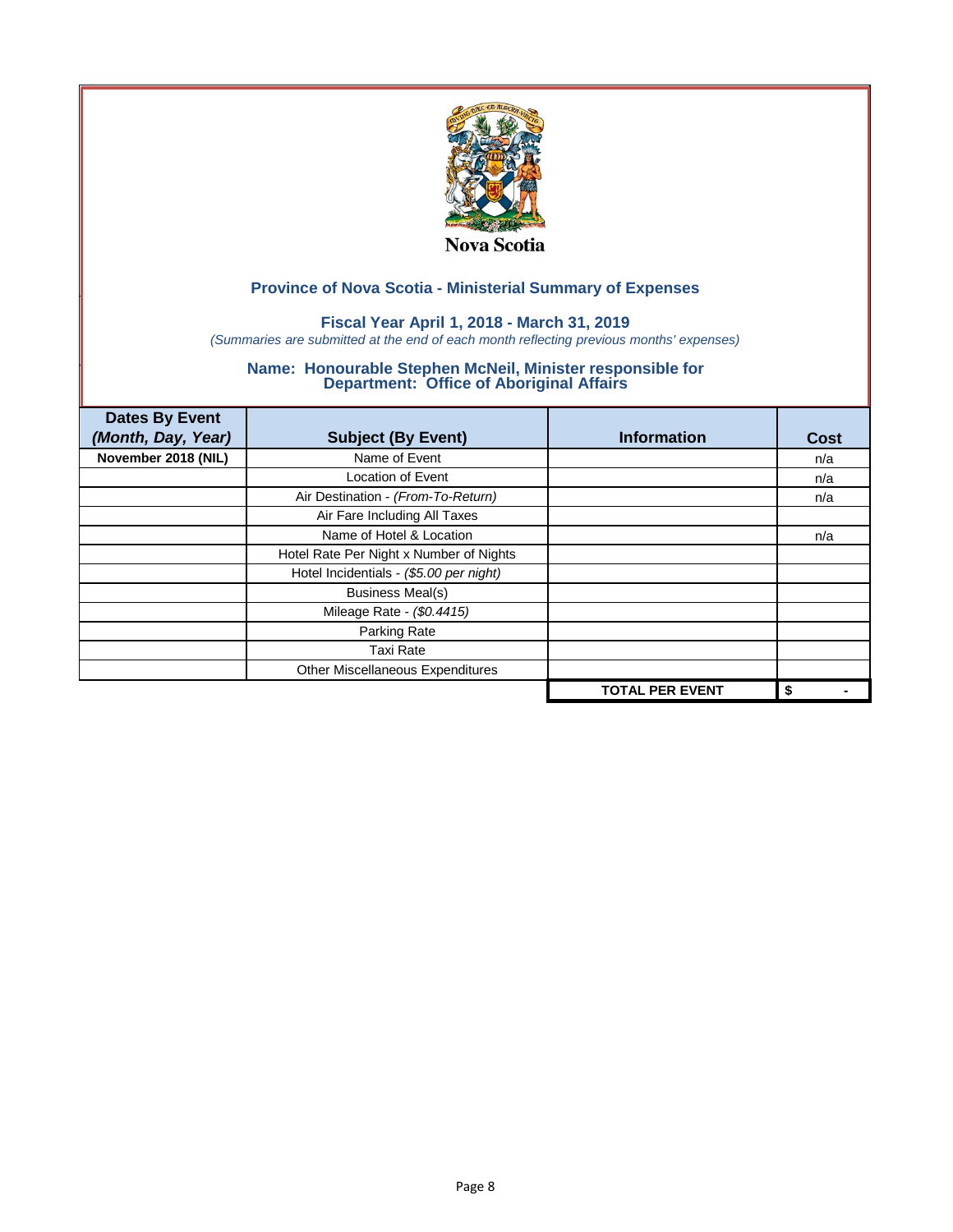Nova Scotia

## Province of Nova Scotia - Ministerial Summary of Expenses

### Fiscal Year April 1, 2018 - March 31, 2019

*(Summaries are submitted at the end of each month reflecting previous months' expenses)*

### Name: Honourable Stephen McNeil, Minister responsible for Department: Office of Aboriginal Affairs

| Dates By Event *(Month, Day, Year)* | Subject (By Event) | Information | Cost |
|---|---|---|---|
| **November 2018 (NIL)** | Name of Event | | n/a |
| | Location of Event | | n/a |
| | Air Destination - *(From-To-Return)* | | n/a |
| | Air Fare Including All Taxes | | |
| | Name of Hotel & Location | | n/a |
| | Hotel Rate Per Night x Number of Nights | | |
| | Hotel Incidentials - *($5.00 per night)* | | |
| | Business Meal(s) | | |
| | Mileage Rate - *($0.4415)* | | |
| | Parking Rate | | |
| | Taxi Rate | | |
| | Other Miscellaneous Expenditures | | |
| | | **TOTAL PER EVENT** | **$ -** |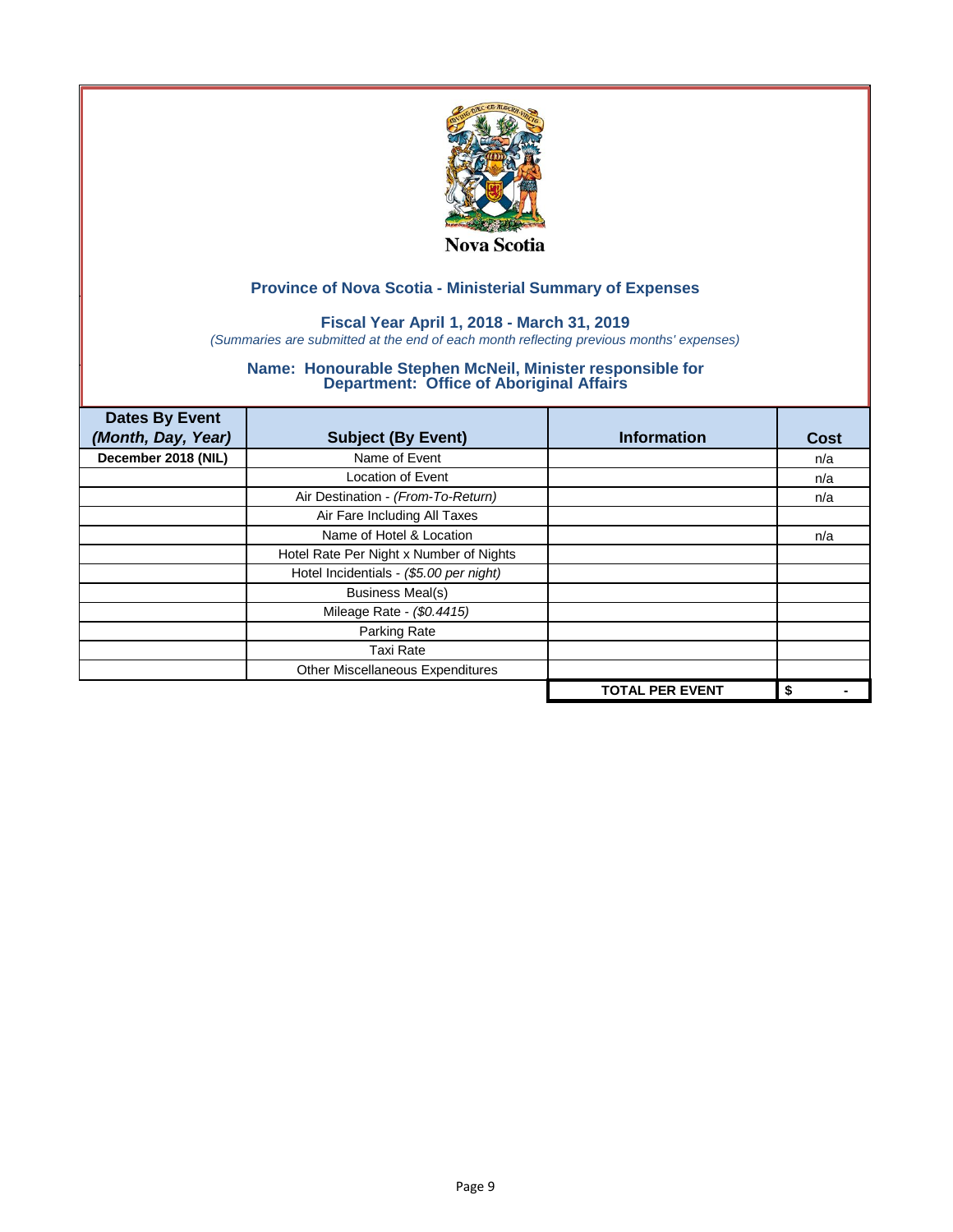Nova Scotia

## Province of Nova Scotia - Ministerial Summary of Expenses

### Fiscal Year April 1, 2018 - March 31, 2019

*(Summaries are submitted at the end of each month reflecting previous months' expenses)*

### Name: Honourable Stephen McNeil, Minister responsible for Department: Office of Aboriginal Affairs

| Dates By Event *(Month, Day, Year)* | Subject (By Event) | Information | Cost |
|---|---|---|---|
| **December 2018 (NIL)** | Name of Event | | n/a |
| | Location of Event | | n/a |
| | Air Destination - *(From-To-Return)* | | n/a |
| | Air Fare Including All Taxes | | |
| | Name of Hotel & Location | | n/a |
| | Hotel Rate Per Night x Number of Nights | | |
| | Hotel Incidentials - *($5.00 per night)* | | |
| | Business Meal(s) | | |
| | Mileage Rate - *($0.4415)* | | |
| | Parking Rate | | |
| | Taxi Rate | | |
| | Other Miscellaneous Expenditures | | |
| | | **TOTAL PER EVENT** | **$ -** |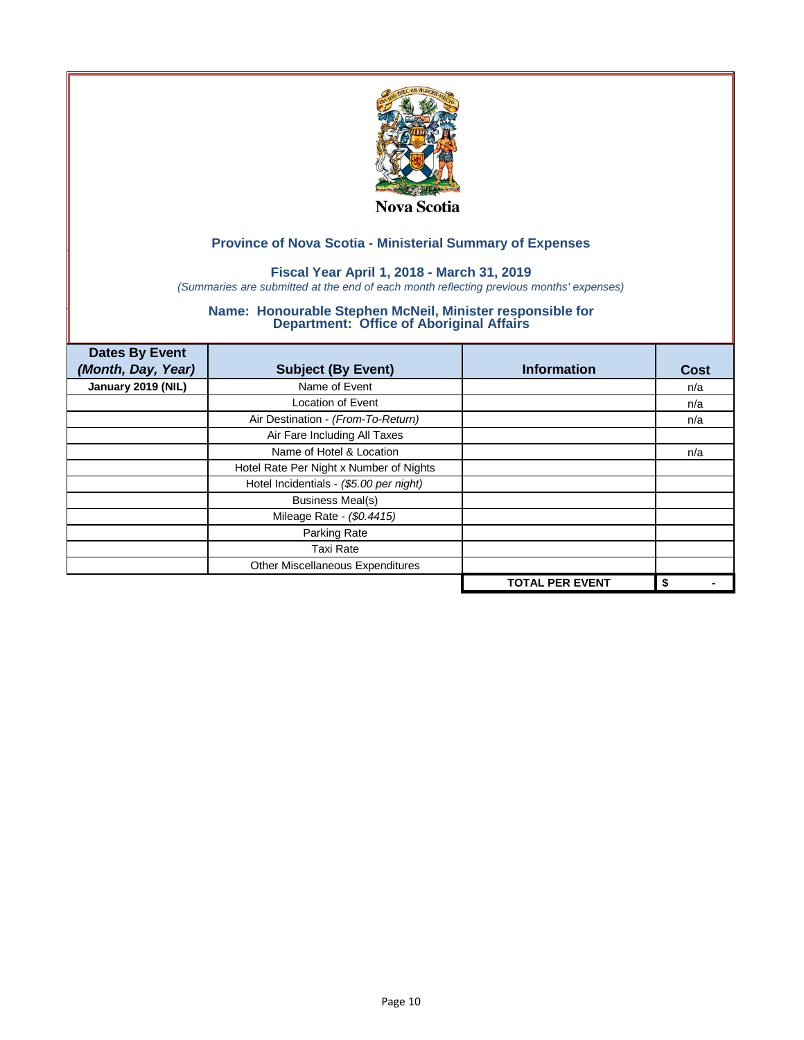Nova Scotia

## Province of Nova Scotia - Ministerial Summary of Expenses

### Fiscal Year April 1, 2018 - March 31, 2019

*(Summaries are submitted at the end of each month reflecting previous months' expenses)*

### Name: Honourable Stephen McNeil, Minister responsible for Department: Office of Aboriginal Affairs

| Dates By Event *(Month, Day, Year)* | Subject (By Event) | Information | Cost |
|---|---|---|---|
| **January 2019 (NIL)** | Name of Event | | n/a |
| | Location of Event | | n/a |
| | Air Destination - *(From-To-Return)* | | n/a |
| | Air Fare Including All Taxes | | |
| | Name of Hotel & Location | | n/a |
| | Hotel Rate Per Night x Number of Nights | | |
| | Hotel Incidentials - *($5.00 per night)* | | |
| | Business Meal(s) | | |
| | Mileage Rate - *($0.4415)* | | |
| | Parking Rate | | |
| | Taxi Rate | | |
| | Other Miscellaneous Expenditures | | |
| | | **TOTAL PER EVENT** | **$ -** |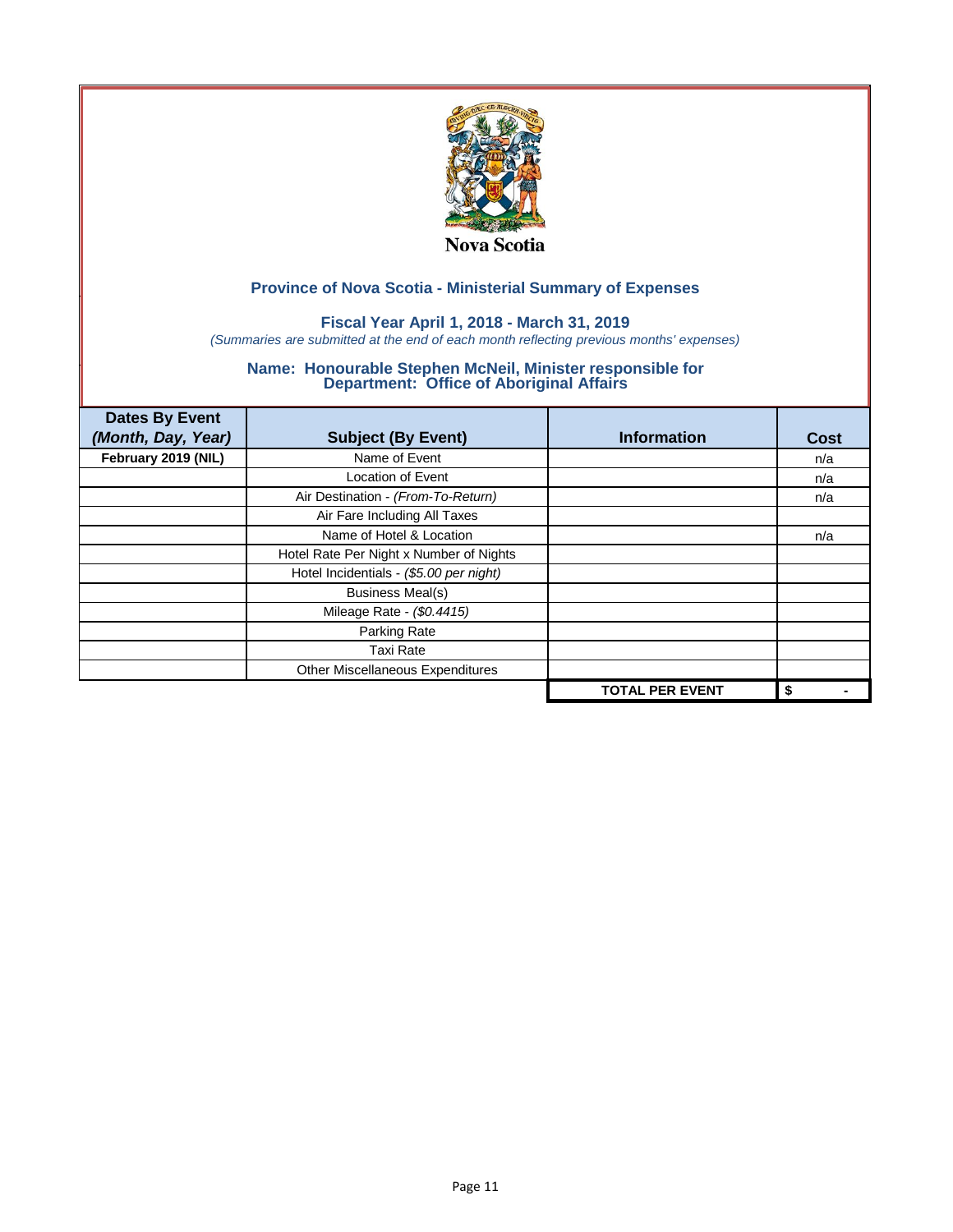Nova Scotia

## Province of Nova Scotia - Ministerial Summary of Expenses

### Fiscal Year April 1, 2018 - March 31, 2019

*(Summaries are submitted at the end of each month reflecting previous months' expenses)*

### Name: Honourable Stephen McNeil, Minister responsible for Department: Office of Aboriginal Affairs

| **Dates By Event** *(Month, Day, Year)* | **Subject (By Event)** | **Information** | **Cost** |
|---|---|---|---|
| **February 2019 (NIL)** | Name of Event | | n/a |
| | Location of Event | | n/a |
| | Air Destination - *(From-To-Return)* | | n/a |
| | Air Fare Including All Taxes | | |
| | Name of Hotel & Location | | n/a |
| | Hotel Rate Per Night x Number of Nights | | |
| | Hotel Incidentials - *($5.00 per night)* | | |
| | Business Meal(s) | | |
| | Mileage Rate - *($0.4415)* | | |
| | Parking Rate | | |
| | Taxi Rate | | |
| | Other Miscellaneous Expenditures | | |
| | | **TOTAL PER EVENT** | **$ -** |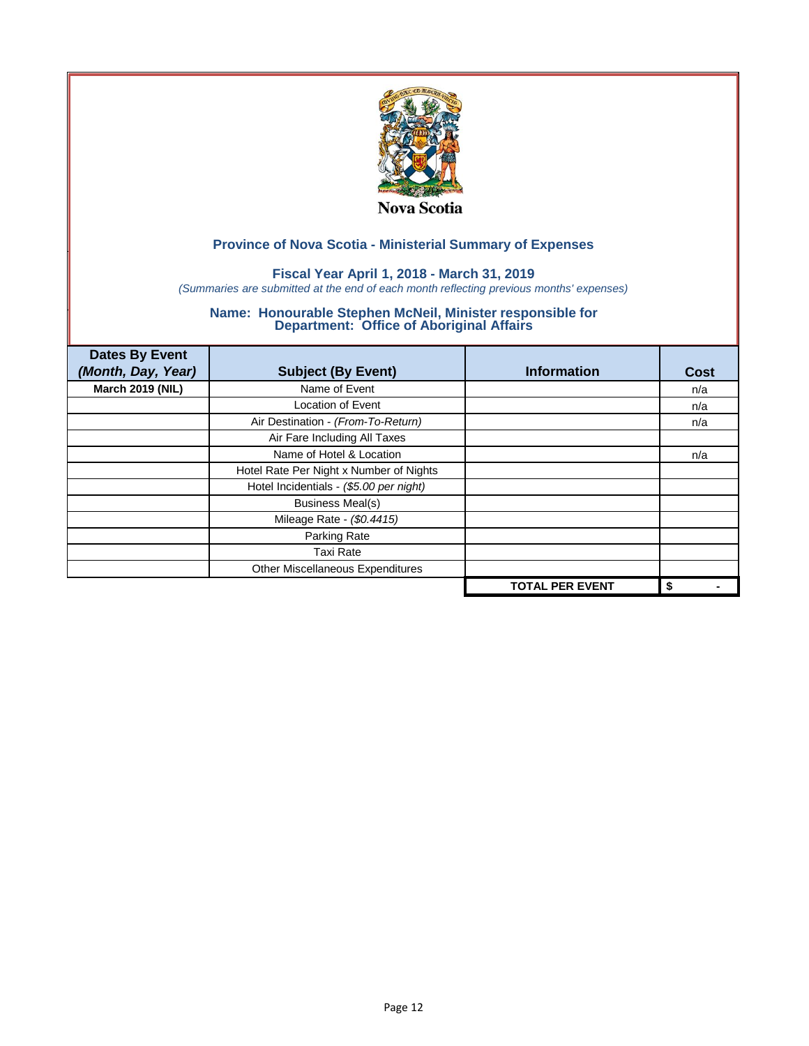Nova Scotia

## Province of Nova Scotia - Ministerial Summary of Expenses

### Fiscal Year April 1, 2018 - March 31, 2019

*(Summaries are submitted at the end of each month reflecting previous months' expenses)*

### Name: Honourable Stephen McNeil, Minister responsible for Department: Office of Aboriginal Affairs

| Dates By Event *(Month, Day, Year)* | Subject (By Event) | Information | Cost |
|---|---|---|---|
| **March 2019 (NIL)** | Name of Event | | n/a |
| | Location of Event | | n/a |
| | Air Destination - *(From-To-Return)* | | n/a |
| | Air Fare Including All Taxes | | |
| | Name of Hotel & Location | | n/a |
| | Hotel Rate Per Night x Number of Nights | | |
| | Hotel Incidentials - *($5.00 per night)* | | |
| | Business Meal(s) | | |
| | Mileage Rate - *($0.4415)* | | |
| | Parking Rate | | |
| | Taxi Rate | | |
| | Other Miscellaneous Expenditures | | |
| | | **TOTAL PER EVENT** | **$ -** |